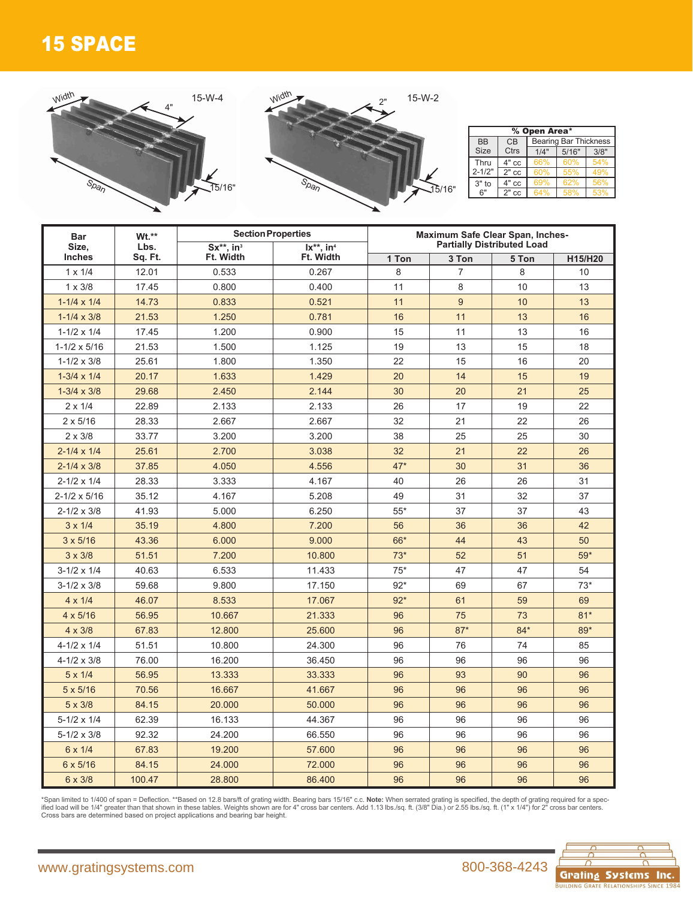# 15 SPACE

15-W-4

Width 4" Span 15/16"

15-W-2

Width 2" Span 15/16"

| % Open Area* | | | | |
|---|---|---|---|---|
| BB Size | CB Ctrs | Bearing Bar Thickness | | |
| | | 1/4" | 5/16" | 3/8" |
| Thru 2-1/2" | 4" cc | 66% | 60% | 54% |
| | 2" cc | 60% | 55% | 49% |
| 3" to 6" | 4" cc | 69% | 62% | 56% |
| | 2" cc | 64% | 58% | 53% |

| Bar Size, Inches | Wt.** Lbs. Sq. Ft. | Section Properties | | Maximum Safe Clear Span, Inches- Partially Distributed Load | | | |
|---|---|---|---|---|---|---|---|
| | | Sx**, in³ Ft. Width | Ix**, in⁴ Ft. Width | 1 Ton | 3 Ton | 5 Ton | H15/H20 |
| 1 x 1/4 | 12.01 | 0.533 | 0.267 | 8 | 7 | 8 | 10 |
| 1 x 3/8 | 17.45 | 0.800 | 0.400 | 11 | 8 | 10 | 13 |
| 1-1/4 x 1/4 | 14.73 | 0.833 | 0.521 | 11 | 9 | 10 | 13 |
| 1-1/4 x 3/8 | 21.53 | 1.250 | 0.781 | 16 | 11 | 13 | 16 |
| 1-1/2 x 1/4 | 17.45 | 1.200 | 0.900 | 15 | 11 | 13 | 16 |
| 1-1/2 x 5/16 | 21.53 | 1.500 | 1.125 | 19 | 13 | 15 | 18 |
| 1-1/2 x 3/8 | 25.61 | 1.800 | 1.350 | 22 | 15 | 16 | 20 |
| 1-3/4 x 1/4 | 20.17 | 1.633 | 1.429 | 20 | 14 | 15 | 19 |
| 1-3/4 x 3/8 | 29.68 | 2.450 | 2.144 | 30 | 20 | 21 | 25 |
| 2 x 1/4 | 22.89 | 2.133 | 2.133 | 26 | 17 | 19 | 22 |
| 2 x 5/16 | 28.33 | 2.667 | 2.667 | 32 | 21 | 22 | 26 |
| 2 x 3/8 | 33.77 | 3.200 | 3.200 | 38 | 25 | 25 | 30 |
| 2-1/4 x 1/4 | 25.61 | 2.700 | 3.038 | 32 | 21 | 22 | 26 |
| 2-1/4 x 3/8 | 37.85 | 4.050 | 4.556 | 47* | 30 | 31 | 36 |
| 2-1/2 x 1/4 | 28.33 | 3.333 | 4.167 | 40 | 26 | 26 | 31 |
| 2-1/2 x 5/16 | 35.12 | 4.167 | 5.208 | 49 | 31 | 32 | 37 |
| 2-1/2 x 3/8 | 41.93 | 5.000 | 6.250 | 55* | 37 | 37 | 43 |
| 3 x 1/4 | 35.19 | 4.800 | 7.200 | 56 | 36 | 36 | 42 |
| 3 x 5/16 | 43.36 | 6.000 | 9.000 | 66* | 44 | 43 | 50 |
| 3 x 3/8 | 51.51 | 7.200 | 10.800 | 73* | 52 | 51 | 59* |
| 3-1/2 x 1/4 | 40.63 | 6.533 | 11.433 | 75* | 47 | 47 | 54 |
| 3-1/2 x 3/8 | 59.68 | 9.800 | 17.150 | 92* | 69 | 67 | 73* |
| 4 x 1/4 | 46.07 | 8.533 | 17.067 | 92* | 61 | 59 | 69 |
| 4 x 5/16 | 56.95 | 10.667 | 21.333 | 96 | 75 | 73 | 81* |
| 4 x 3/8 | 67.83 | 12.800 | 25.600 | 96 | 87* | 84* | 89* |
| 4-1/2 x 1/4 | 51.51 | 10.800 | 24.300 | 96 | 76 | 74 | 85 |
| 4-1/2 x 3/8 | 76.00 | 16.200 | 36.450 | 96 | 96 | 96 | 96 |
| 5 x 1/4 | 56.95 | 13.333 | 33.333 | 96 | 93 | 90 | 96 |
| 5 x 5/16 | 70.56 | 16.667 | 41.667 | 96 | 96 | 96 | 96 |
| 5 x 3/8 | 84.15 | 20.000 | 50.000 | 96 | 96 | 96 | 96 |
| 5-1/2 x 1/4 | 62.39 | 16.133 | 44.367 | 96 | 96 | 96 | 96 |
| 5-1/2 x 3/8 | 92.32 | 24.200 | 66.550 | 96 | 96 | 96 | 96 |
| 6 x 1/4 | 67.83 | 19.200 | 57.600 | 96 | 96 | 96 | 96 |
| 6 x 5/16 | 84.15 | 24.000 | 72.000 | 96 | 96 | 96 | 96 |
| 6 x 3/8 | 100.47 | 28.800 | 86.400 | 96 | 96 | 96 | 96 |

*Span limited to 1/400 of span = Deflection. **Based on 12.8 bars/ft of grating width. Bearing bars 15/16" c.c. **Note:** When serrated grating is specified, the depth of grating required for a specified load will be 1/4" greater than that shown in these tables. Weights shown are for 4" cross bar centers. Add 1.13 lbs./sq. ft. (3/8" Dia.) or 2.55 lbs./sq. ft. (1" x 1/4") for 2" cross bar centers. Cross bars are determined based on project applications and bearing bar height.

www.gratingsystems.com 800-368-4243

Grating Systems Inc. — Building Grate Relationships Since 1984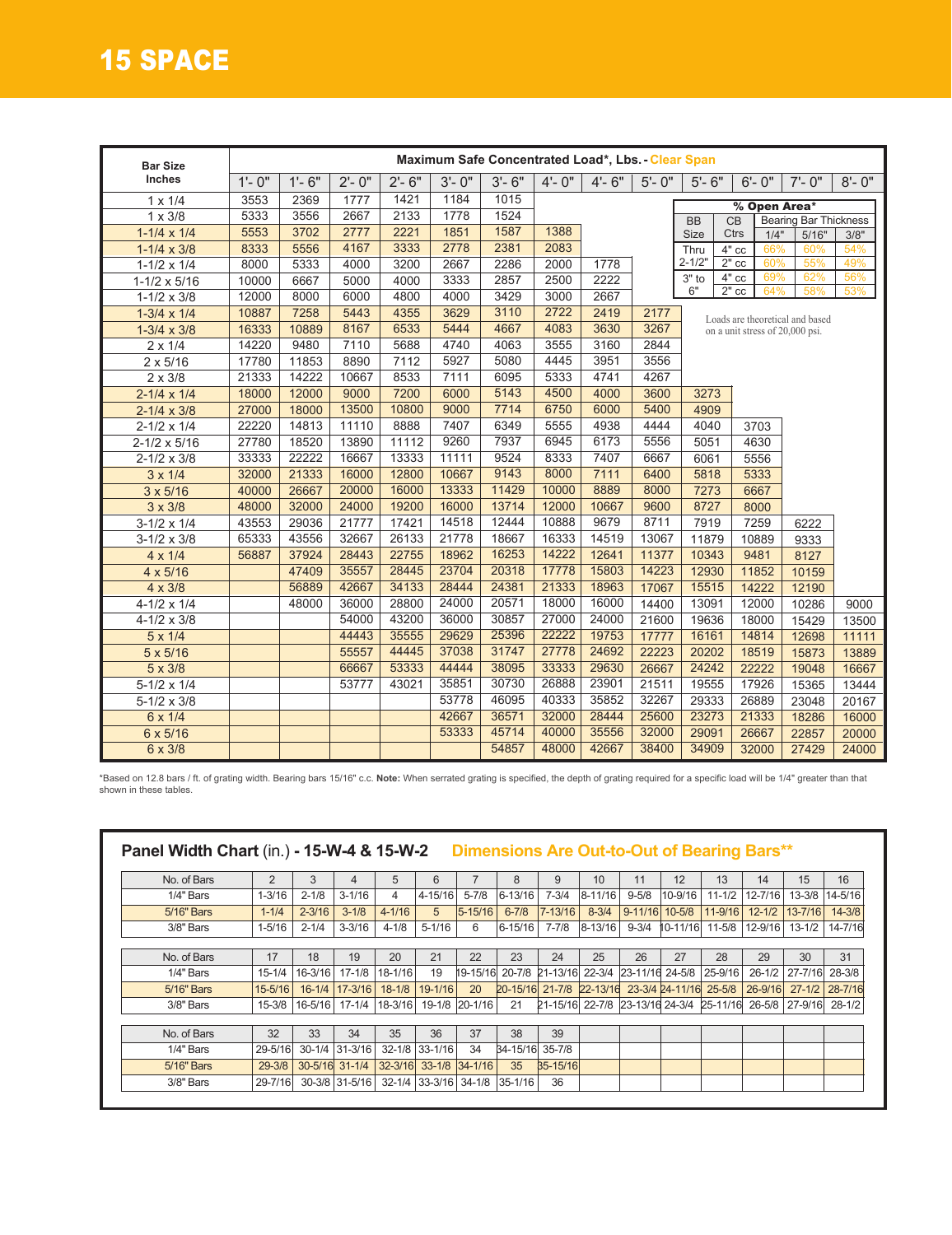# 15 SPACE

| Bar Size Inches | Maximum Safe Concentrated Load*, Lbs. - Clear Span | | | | | | | | | | | | |
|---|---|---|---|---|---|---|---|---|---|---|---|---|---|
| | 1'- 0" | 1'- 6" | 2'- 0" | 2'- 6" | 3'- 0" | 3'- 6" | 4'- 0" | 4'- 6" | 5'- 0" | 5'- 6" | 6'- 0" | 7'- 0" | 8'- 0" |
| 1 x 1/4 | 3553 | 2369 | 1777 | 1421 | 1184 | 1015 | | | | | | | |
| 1 x 3/8 | 5333 | 3556 | 2667 | 2133 | 1778 | 1524 | | | | | | | |
| 1-1/4 x 1/4 | 5553 | 3702 | 2777 | 2221 | 1851 | 1587 | 1388 | | | | | | |
| 1-1/4 x 3/8 | 8333 | 5556 | 4167 | 3333 | 2778 | 2381 | 2083 | | | | | | |
| 1-1/2 x 1/4 | 8000 | 5333 | 4000 | 3200 | 2667 | 2286 | 2000 | 1778 | | | | | |
| 1-1/2 x 5/16 | 10000 | 6667 | 5000 | 4000 | 3333 | 2857 | 2500 | 2222 | | | | | |
| 1-1/2 x 3/8 | 12000 | 8000 | 6000 | 4800 | 4000 | 3429 | 3000 | 2667 | | | | | |
| 1-3/4 x 1/4 | 10887 | 7258 | 5443 | 4355 | 3629 | 3110 | 2722 | 2419 | 2177 | | | | |
| 1-3/4 x 3/8 | 16333 | 10889 | 8167 | 6533 | 5444 | 4667 | 4083 | 3630 | 3267 | | | | |
| 2 x 1/4 | 14220 | 9480 | 7110 | 5688 | 4740 | 4063 | 3555 | 3160 | 2844 | | | | |
| 2 x 5/16 | 17780 | 11853 | 8890 | 7112 | 5927 | 5080 | 4445 | 3951 | 3556 | | | | |
| 2 x 3/8 | 21333 | 14222 | 10667 | 8533 | 7111 | 6095 | 5333 | 4741 | 4267 | | | | |
| 2-1/4 x 1/4 | 18000 | 12000 | 9000 | 7200 | 6000 | 5143 | 4500 | 4000 | 3600 | 3273 | | | |
| 2-1/4 x 3/8 | 27000 | 18000 | 13500 | 10800 | 9000 | 7714 | 6750 | 6000 | 5400 | 4909 | | | |
| 2-1/2 x 1/4 | 22220 | 14813 | 11110 | 8888 | 7407 | 6349 | 5555 | 4938 | 4444 | 4040 | 3703 | | |
| 2-1/2 x 5/16 | 27780 | 18520 | 13890 | 11112 | 9260 | 7937 | 6945 | 6173 | 5556 | 5051 | 4630 | | |
| 2-1/2 x 3/8 | 33333 | 22222 | 16667 | 13333 | 11111 | 9524 | 8333 | 7407 | 6667 | 6061 | 5556 | | |
| 3 x 1/4 | 32000 | 21333 | 16000 | 12800 | 10667 | 9143 | 8000 | 7111 | 6400 | 5818 | 5333 | | |
| 3 x 5/16 | 40000 | 26667 | 20000 | 16000 | 13333 | 11429 | 10000 | 8889 | 8000 | 7273 | 6667 | | |
| 3 x 3/8 | 48000 | 32000 | 24000 | 19200 | 16000 | 13714 | 12000 | 10667 | 9600 | 8727 | 8000 | | |
| 3-1/2 x 1/4 | 43553 | 29036 | 21777 | 17421 | 14518 | 12444 | 10888 | 9679 | 8711 | 7919 | 7259 | 6222 | |
| 3-1/2 x 3/8 | 65333 | 43556 | 32667 | 26133 | 21778 | 18667 | 16333 | 14519 | 13067 | 11879 | 10889 | 9333 | |
| 4 x 1/4 | 56887 | 37924 | 28443 | 22755 | 18962 | 16253 | 14222 | 12641 | 11377 | 10343 | 9481 | 8127 | |
| 4 x 5/16 | | 47409 | 35557 | 28445 | 23704 | 20318 | 17778 | 15803 | 14223 | 12930 | 11852 | 10159 | |
| 4 x 3/8 | | 56889 | 42667 | 34133 | 28444 | 24381 | 21333 | 18963 | 17067 | 15515 | 14222 | 12190 | |
| 4-1/2 x 1/4 | | 48000 | 36000 | 28800 | 24000 | 20571 | 18000 | 16000 | 14400 | 13091 | 12000 | 10286 | 9000 |
| 4-1/2 x 3/8 | | | 54000 | 43200 | 36000 | 30857 | 27000 | 24000 | 21600 | 19636 | 18000 | 15429 | 13500 |
| 5 x 1/4 | | | 44443 | 35555 | 29629 | 25396 | 22222 | 19753 | 17777 | 16161 | 14814 | 12698 | 11111 |
| 5 x 5/16 | | | 55557 | 44445 | 37038 | 31747 | 27778 | 24692 | 22223 | 20202 | 18519 | 15873 | 13889 |
| 5 x 3/8 | | | 66667 | 53333 | 44444 | 38095 | 33333 | 29630 | 26667 | 24242 | 22222 | 19048 | 16667 |
| 5-1/2 x 1/4 | | | 53777 | 43021 | 35851 | 30730 | 26888 | 23901 | 21511 | 19555 | 17926 | 15365 | 13444 |
| 5-1/2 x 3/8 | | | | | 53778 | 46095 | 40333 | 35852 | 32267 | 29333 | 26889 | 23048 | 20167 |
| 6 x 1/4 | | | | | 42667 | 36571 | 32000 | 28444 | 25600 | 23273 | 21333 | 18286 | 16000 |
| 6 x 5/16 | | | | | 53333 | 45714 | 40000 | 35556 | 32000 | 29091 | 26667 | 22857 | 20000 |
| 6 x 3/8 | | | | | | 54857 | 48000 | 42667 | 38400 | 34909 | 32000 | 27429 | 24000 |

**% Open Area***

| BB Size | CB Ctrs | Bearing Bar Thickness | | |
|---|---|---|---|---|
| | | 1/4" | 5/16" | 3/8" |
| Thru 2-1/2" | 4" cc | 66% | 60% | 54% |
| | 2" cc | 60% | 55% | 49% |
| 3" to 6" | 4" cc | 69% | 62% | 56% |
| | 2" cc | 64% | 58% | 53% |

Loads are theoretical and based on a unit stress of 20,000 psi.

*Based on 12.8 bars / ft. of grating width. Bearing bars 15/16" c.c. **Note:** When serrated grating is specified, the depth of grating required for a specific load will be 1/4" greater than that shown in these tables.

## Panel Width Chart (in.) - 15-W-4 & 15-W-2 Dimensions Are Out-to-Out of Bearing Bars**

| No. of Bars | 2 | 3 | 4 | 5 | 6 | 7 | 8 | 9 | 10 | 11 | 12 | 13 | 14 | 15 | 16 |
|---|---|---|---|---|---|---|---|---|---|---|---|---|---|---|---|
| 1/4" Bars | 1-3/16 | 2-1/8 | 3-1/16 | 4 | 4-15/16 | 5-7/8 | 6-13/16 | 7-3/4 | 8-11/16 | 9-5/8 | 10-9/16 | 11-1/2 | 12-7/16 | 13-3/8 | 14-5/16 |
| 5/16" Bars | 1-1/4 | 2-3/16 | 3-1/8 | 4-1/16 | 5 | 5-15/16 | 6-7/8 | 7-13/16 | 8-3/4 | 9-11/16 | 10-5/8 | 11-9/16 | 12-1/2 | 13-7/16 | 14-3/8 |
| 3/8" Bars | 1-5/16 | 2-1/4 | 3-3/16 | 4-1/8 | 5-1/16 | 6 | 6-15/16 | 7-7/8 | 8-13/16 | 9-3/4 | 10-11/16 | 11-5/8 | 12-9/16 | 13-1/2 | 14-7/16 |

| No. of Bars | 17 | 18 | 19 | 20 | 21 | 22 | 23 | 24 | 25 | 26 | 27 | 28 | 29 | 30 | 31 |
|---|---|---|---|---|---|---|---|---|---|---|---|---|---|---|---|
| 1/4" Bars | 15-1/4 | 16-3/16 | 17-1/8 | 18-1/16 | 19 | 19-15/16 | 20-7/8 | 21-13/16 | 22-3/4 | 23-11/16 | 24-5/8 | 25-9/16 | 26-1/2 | 27-7/16 | 28-3/8 |
| 5/16" Bars | 15-5/16 | 16-1/4 | 17-3/16 | 18-1/8 | 19-1/16 | 20 | 20-15/16 | 21-7/8 | 22-13/16 | 23-3/4 | 24-11/16 | 25-5/8 | 26-9/16 | 27-1/2 | 28-7/16 |
| 3/8" Bars | 15-3/8 | 16-5/16 | 17-1/4 | 18-3/16 | 19-1/8 | 20-1/16 | 21 | 21-15/16 | 22-7/8 | 23-13/16 | 24-3/4 | 25-11/16 | 26-5/8 | 27-9/16 | 28-1/2 |

| No. of Bars | 32 | 33 | 34 | 35 | 36 | 37 | 38 | 39 | | | | | | | |
|---|---|---|---|---|---|---|---|---|---|---|---|---|---|---|---|
| 1/4" Bars | 29-5/16 | 30-1/4 | 31-3/16 | 32-1/8 | 33-1/16 | 34 | 34-15/16 | 35-7/8 | | | | | | | |
| 5/16" Bars | 29-3/8 | 30-5/16 | 31-1/4 | 32-3/16 | 33-1/8 | 34-1/16 | 35 | 35-15/16 | | | | | | | |
| 3/8" Bars | 29-7/16 | 30-3/8 | 31-5/16 | 32-1/4 | 33-3/16 | 34-1/8 | 35-1/16 | 36 | | | | | | | |